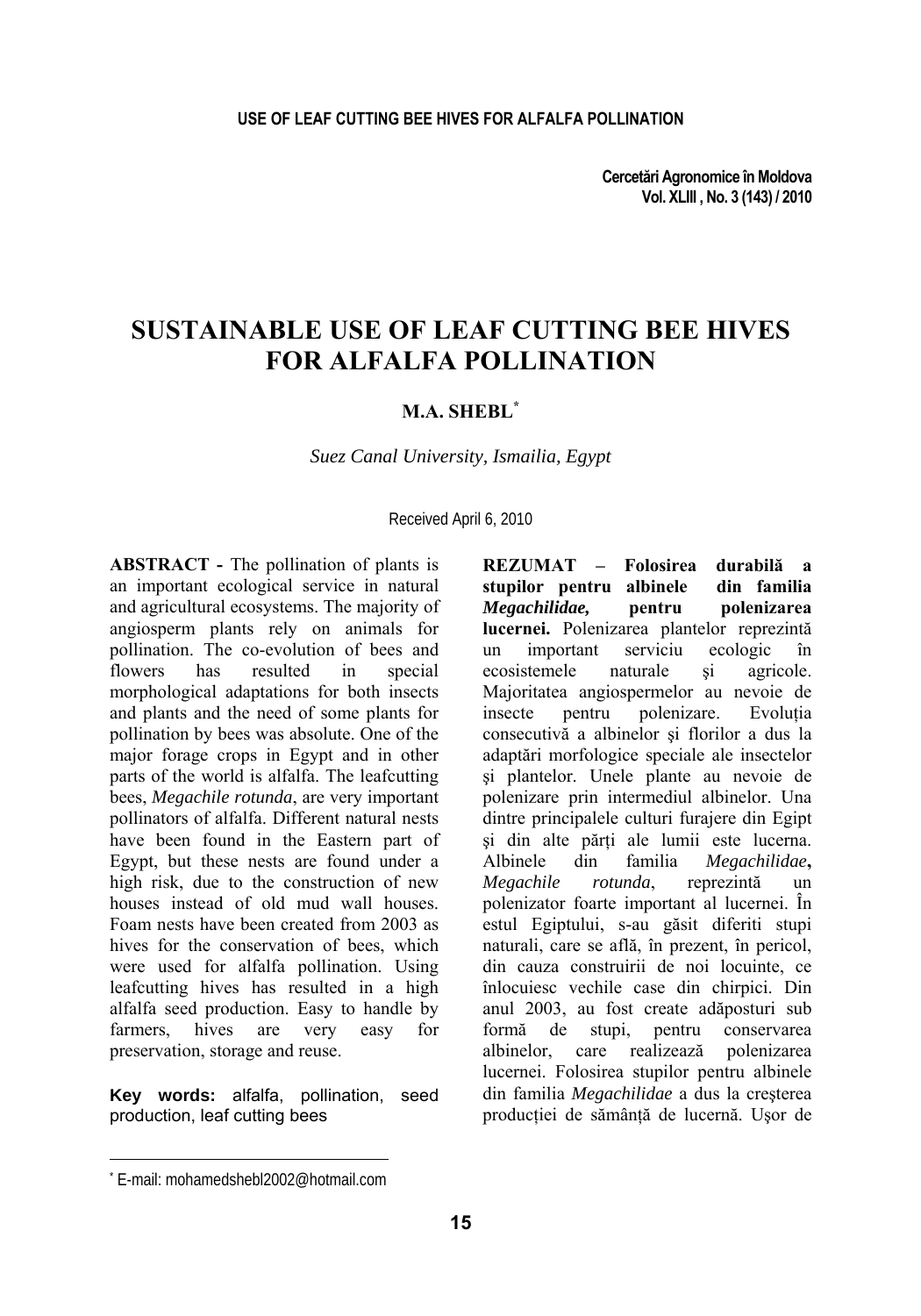# SUSTAINABLE USE OF LEAF CUTTING BEE HIVES FOR ALFALFA POLLINATION

**M.A. SHEBL**[*]

*Suez Canal University, Ismailia, Egypt*

Received April 6, 2010

**ABSTRACT -** The pollination of plants is an important ecological service in natural and agricultural ecosystems. The majority of angiosperm plants rely on animals for pollination. The co-evolution of bees and flowers has resulted in special morphological adaptations for both insects and plants and the need of some plants for pollination by bees was absolute. One of the major forage crops in Egypt and in other parts of the world is alfalfa. The leafcutting bees, *Megachile rotunda*, are very important pollinators of alfalfa. Different natural nests have been found in the Eastern part of Egypt, but these nests are found under a high risk, due to the construction of new houses instead of old mud wall houses. Foam nests have been created from 2003 as hives for the conservation of bees, which were used for alfalfa pollination. Using leafcutting hives has resulted in a high alfalfa seed production. Easy to handle by farmers, hives are very easy for preservation, storage and reuse.

**Key words:** alfalfa, pollination, seed production, leaf cutting bees

**REZUMAT – Folosirea durabilă a stupilor pentru albinele din familia *Megachilidae,* pentru polenizarea lucernei.** Polenizarea plantelor reprezintă un important serviciu ecologic în ecosistemele naturale şi agricole. Majoritatea angiospermelor au nevoie de insecte pentru polenizare. Evoluția consecutivă a albinelor şi florilor a dus la adaptări morfologice speciale ale insectelor şi plantelor. Unele plante au nevoie de polenizare prin intermediul albinelor. Una dintre principalele culturi furajere din Egipt şi din alte părți ale lumii este lucerna. Albinele din familia *Megachilidae***,** *Megachile rotunda*, reprezintă un polenizator foarte important al lucernei. În estul Egiptului, s-au găsit diferiti stupi naturali, care se află, în prezent, în pericol, din cauza construirii de noi locuinte, ce înlocuiesc vechile case din chirpici. Din anul 2003, au fost create adăposturi sub formă de stupi, pentru conservarea albinelor, care realizează polenizarea lucernei. Folosirea stupilor pentru albinele din familia *Megachilidae* a dus la creşterea producției de sământă de lucernă. Uşor de

[*] E-mail: mohamedshebl2002@hotmail.com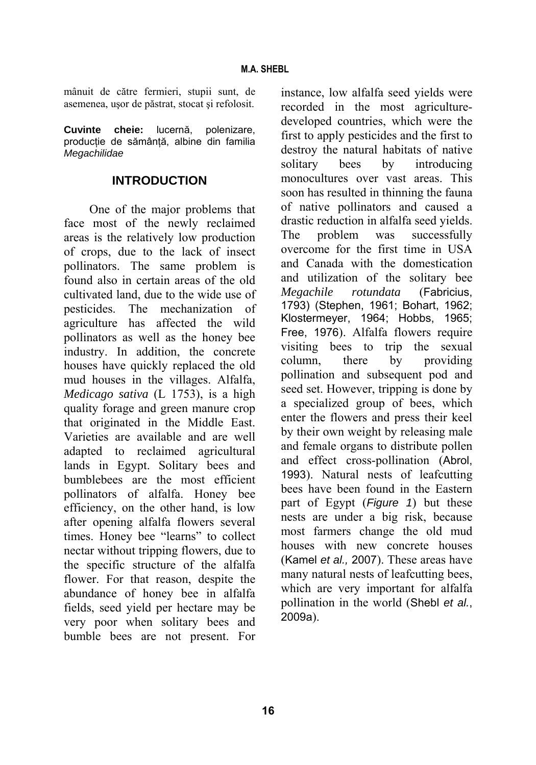mânuit de către fermieri, stupii sunt, de asemenea, uşor de păstrat, stocat şi refolosit.

**Cuvinte cheie:** lucernă, polenizare, producție de sământă, albine din familia *Megachilidae*

## INTRODUCTION

One of the major problems that face most of the newly reclaimed areas is the relatively low production of crops, due to the lack of insect pollinators. The same problem is found also in certain areas of the old cultivated land, due to the wide use of pesticides. The mechanization of agriculture has affected the wild pollinators as well as the honey bee industry. In addition, the concrete houses have quickly replaced the old mud houses in the villages. Alfalfa, *Medicago sativa* (L 1753), is a high quality forage and green manure crop that originated in the Middle East. Varieties are available and are well adapted to reclaimed agricultural lands in Egypt. Solitary bees and bumblebees are the most efficient pollinators of alfalfa. Honey bee efficiency, on the other hand, is low after opening alfalfa flowers several times. Honey bee "learns" to collect nectar without tripping flowers, due to the specific structure of the alfalfa flower. For that reason, despite the abundance of honey bee in alfalfa fields, seed yield per hectare may be very poor when solitary bees and bumble bees are not present. For instance, low alfalfa seed yields were recorded in the most agriculture-developed countries, which were the first to apply pesticides and the first to destroy the natural habitats of native solitary bees by introducing monocultures over vast areas. This soon has resulted in thinning the fauna of native pollinators and caused a drastic reduction in alfalfa seed yields. The problem was successfully overcome for the first time in USA and Canada with the domestication and utilization of the solitary bee *Megachile rotundata* (Fabricius, 1793) (Stephen, 1961; Bohart, 1962; Klostermeyer, 1964; Hobbs, 1965; Free, 1976). Alfalfa flowers require visiting bees to trip the sexual column, there by providing pollination and subsequent pod and seed set. However, tripping is done by a specialized group of bees, which enter the flowers and press their keel by their own weight by releasing male and female organs to distribute pollen and effect cross-pollination (Abrol, 1993). Natural nests of leafcutting bees have been found in the Eastern part of Egypt (*Figure 1*) but these nests are under a big risk, because most farmers change the old mud houses with new concrete houses (Kamel *et al.,* 2007). These areas have many natural nests of leafcutting bees, which are very important for alfalfa pollination in the world (Shebl *et al.*, 2009a).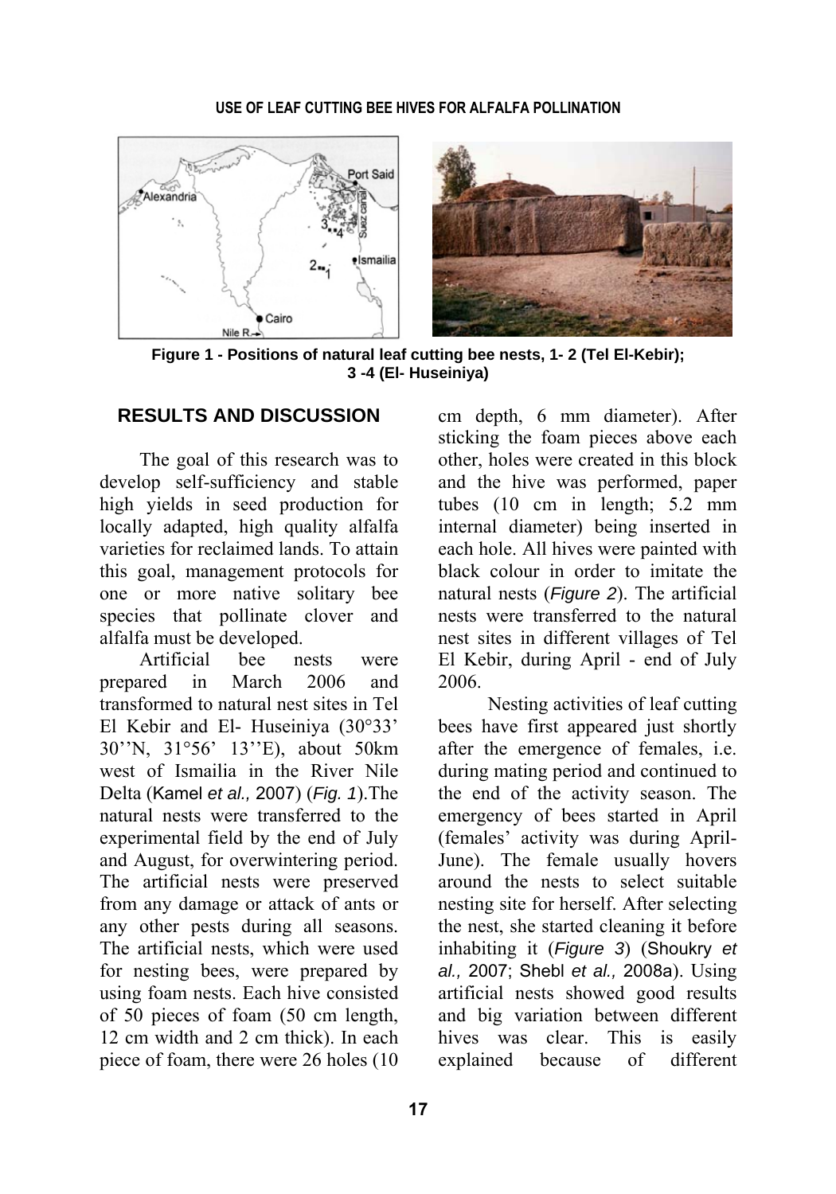Figure 1 - Positions of natural leaf cutting bee nests, 1- 2 (Tel El-Kebir); 3 -4 (El- Huseiniya)

## RESULTS AND DISCUSSION

The goal of this research was to develop self-sufficiency and stable high yields in seed production for locally adapted, high quality alfalfa varieties for reclaimed lands. To attain this goal, management protocols for one or more native solitary bee species that pollinate clover and alfalfa must be developed.

Artificial bee nests were prepared in March 2006 and transformed to natural nest sites in Tel El Kebir and El- Huseiniya (30°33' 30'' N, 31°56' 13'' E), about 50km west of Ismailia in the River Nile Delta (Kamel *et al.,* 2007) (*Fig. 1*).The natural nests were transferred to the experimental field by the end of July and August, for overwintering period. The artificial nests were preserved from any damage or attack of ants or any other pests during all seasons. The artificial nests, which were used for nesting bees, were prepared by using foam nests. Each hive consisted of 50 pieces of foam (50 cm length, 12 cm width and 2 cm thick). In each piece of foam, there were 26 holes (10 cm depth, 6 mm diameter). After sticking the foam pieces above each other, holes were created in this block and the hive was performed, paper tubes (10 cm in length; 5.2 mm internal diameter) being inserted in each hole. All hives were painted with black colour in order to imitate the natural nests (*Figure 2*). The artificial nests were transferred to the natural nest sites in different villages of Tel El Kebir, during April - end of July 2006.

Nesting activities of leaf cutting bees have first appeared just shortly after the emergence of females, i.e. during mating period and continued to the end of the activity season. The emergency of bees started in April (females' activity was during April-June). The female usually hovers around the nests to select suitable nesting site for herself. After selecting the nest, she started cleaning it before inhabiting it (*Figure 3*) (Shoukry *et al.,* 2007; Shebl *et al.,* 2008a). Using artificial nests showed good results and big variation between different hives was clear. This is easily explained because of different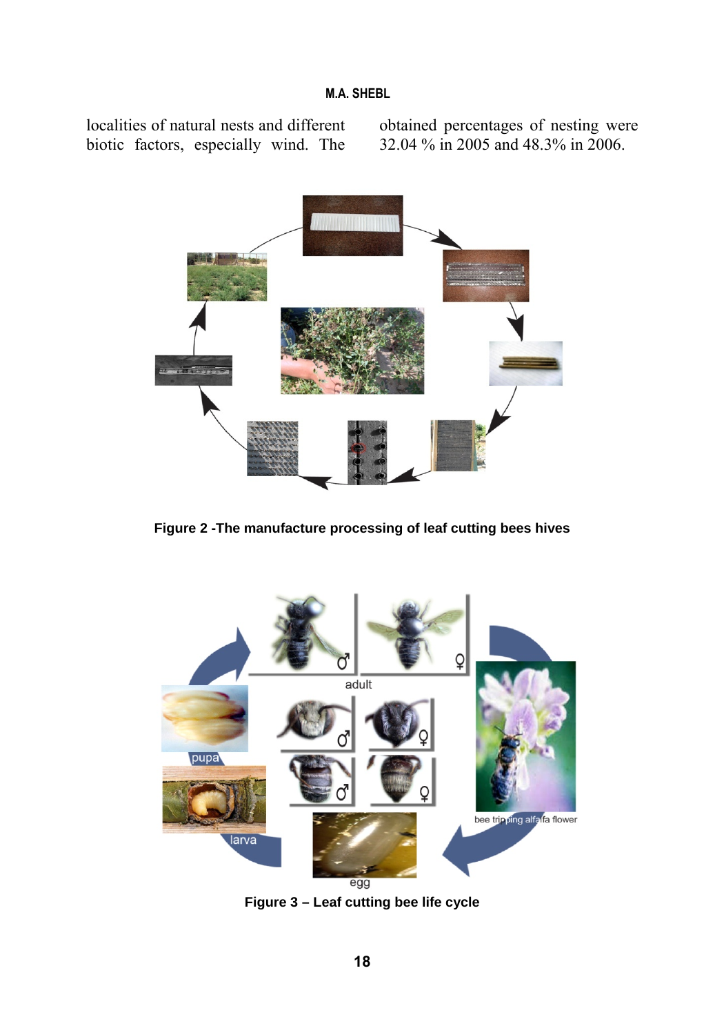localities of natural nests and different biotic factors, especially wind. The obtained percentages of nesting were 32.04 % in 2005 and 48.3% in 2006.

**Figure 2 -The manufacture processing of leaf cutting bees hives**

**Figure 3 – Leaf cutting bee life cycle**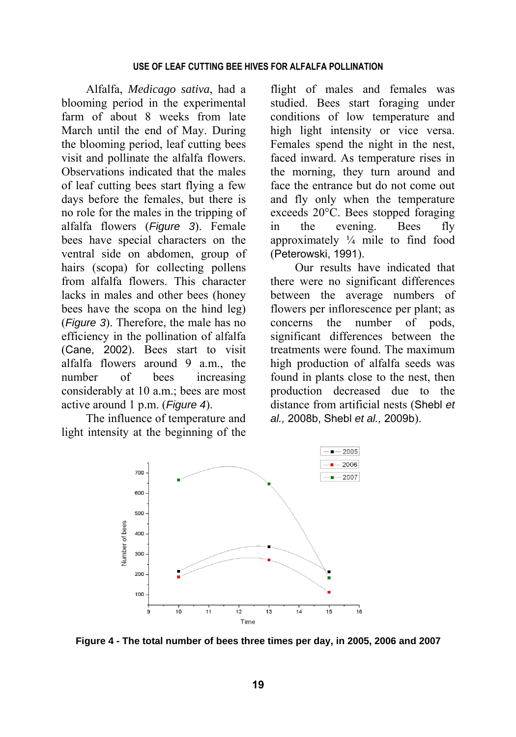## USE OF LEAF CUTTING BEE HIVES FOR ALFALFA POLLINATION

Alfalfa, *Medicago sativa*, had a blooming period in the experimental farm of about 8 weeks from late March until the end of May. During the blooming period, leaf cutting bees visit and pollinate the alfalfa flowers. Observations indicated that the males of leaf cutting bees start flying a few days before the females, but there is no role for the males in the tripping of alfalfa flowers (*Figure 3*). Female bees have special characters on the ventral side on abdomen, group of hairs (scopa) for collecting pollens from alfalfa flowers. This character lacks in males and other bees (honey bees have the scopa on the hind leg) (*Figure 3*). Therefore, the male has no efficiency in the pollination of alfalfa (Cane, 2002). Bees start to visit alfalfa flowers around 9 a.m., the number of bees increasing considerably at 10 a.m.; bees are most active around 1 p.m. (*Figure 4*).

The influence of temperature and light intensity at the beginning of the flight of males and females was studied. Bees start foraging under conditions of low temperature and high light intensity or vice versa. Females spend the night in the nest, faced inward. As temperature rises in the morning, they turn around and face the entrance but do not come out and fly only when the temperature exceeds 20°C. Bees stopped foraging in the evening. Bees fly approximately ¼ mile to find food (Peterowski, 1991).

Our results have indicated that there were no significant differences between the average numbers of flowers per inflorescence per plant; as concerns the number of pods, significant differences between the treatments were found. The maximum high production of alfalfa seeds was found in plants close to the nest, then production decreased due to the distance from artificial nests (Shebl *et al.,* 2008b, Shebl *et al.,* 2009b).

**Figure 4 - The total number of bees three times per day, in 2005, 2006 and 2007**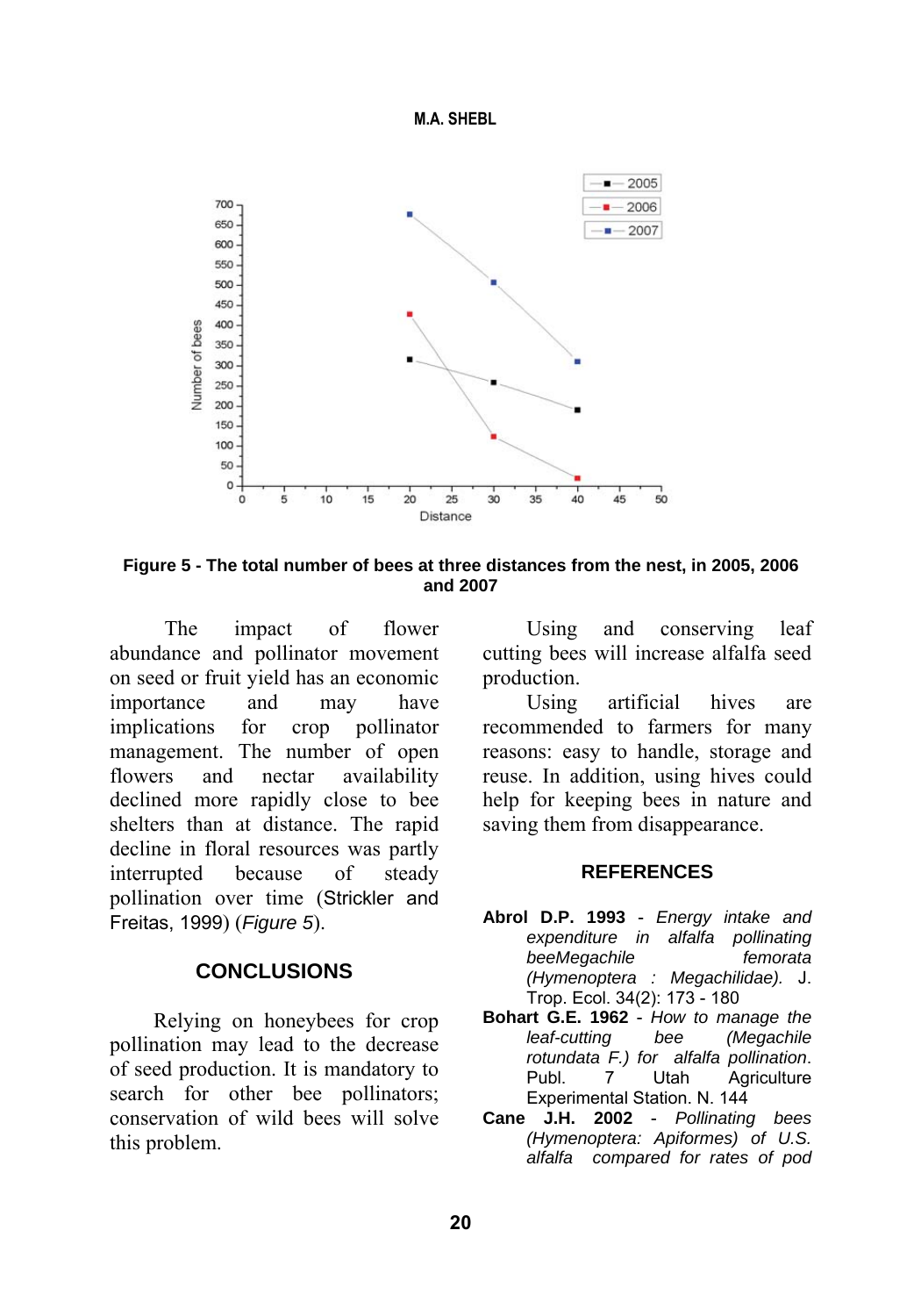**Figure 5 - The total number of bees at three distances from the nest, in 2005, 2006 and 2007**

The impact of flower abundance and pollinator movement on seed or fruit yield has an economic importance and may have implications for crop pollinator management. The number of open flowers and nectar availability declined more rapidly close to bee shelters than at distance. The rapid decline in floral resources was partly interrupted because of steady pollination over time (Strickler and Freitas, 1999) (*Figure 5*).

## CONCLUSIONS

Relying on honeybees for crop pollination may lead to the decrease of seed production. It is mandatory to search for other bee pollinators; conservation of wild bees will solve this problem.

Using and conserving leaf cutting bees will increase alfalfa seed production.

Using artificial hives are recommended to farmers for many reasons: easy to handle, storage and reuse. In addition, using hives could help for keeping bees in nature and saving them from disappearance.

## REFERENCES

**Abrol D.P. 1993** - *Energy intake and expenditure in alfalfa pollinating beeMegachile femorata (Hymenoptera : Megachilidae).* J. Trop. Ecol. 34(2): 173 - 180

**Bohart G.E. 1962** - *How to manage the leaf-cutting bee (Megachile rotundata F.) for alfalfa pollination*. Publ. 7 Utah Agriculture Experimental Station. N. 144

**Cane J.H. 2002** - *Pollinating bees (Hymenoptera: Apiformes) of U.S. alfalfa compared for rates of pod*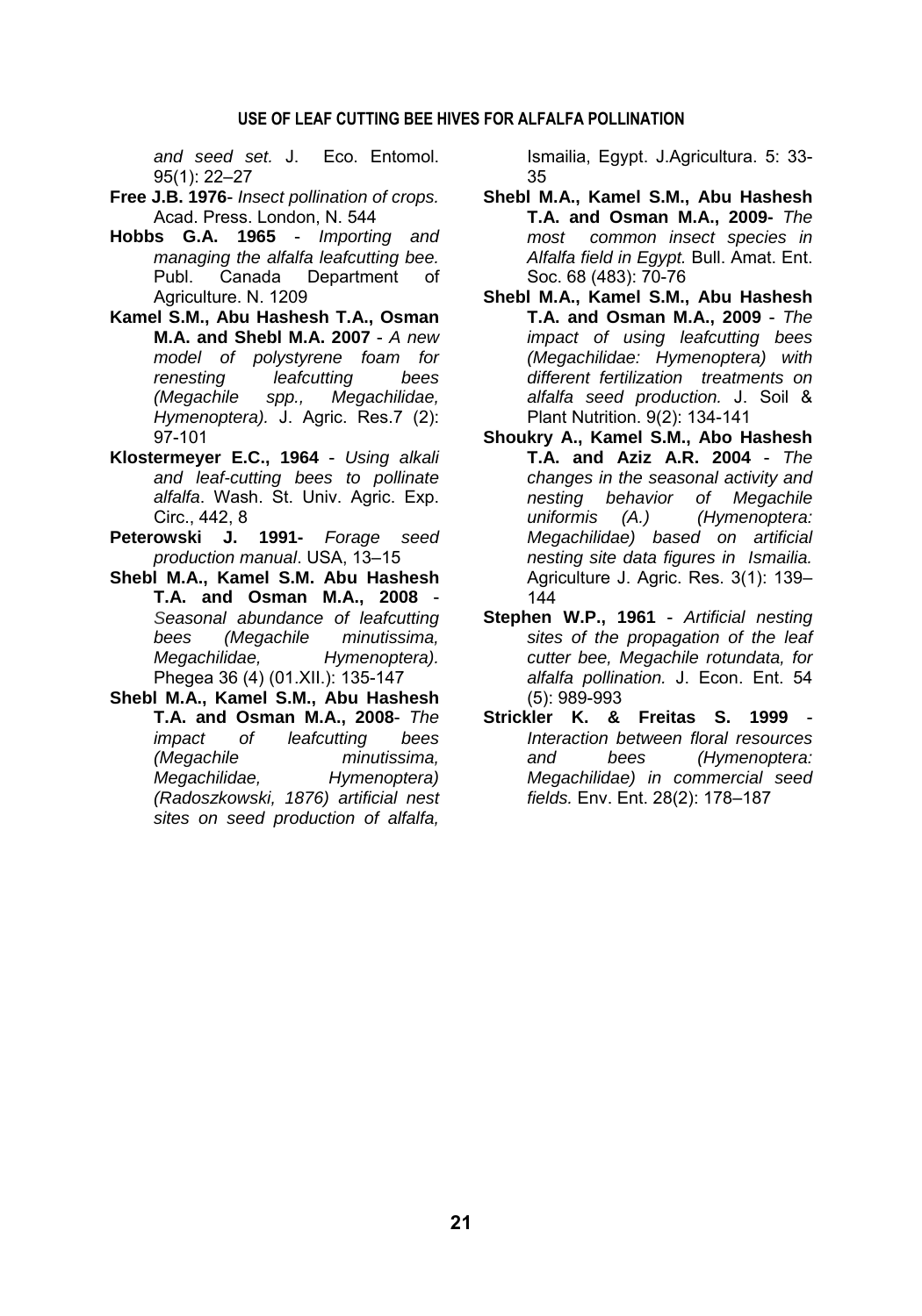*and seed set.* J. Eco. Entomol. 95(1): 22–27

**Free J.B. 1976**- *Insect pollination of crops.* Acad. Press. London, N. 544

**Hobbs G.A. 1965** - *Importing and managing the alfalfa leafcutting bee.* Publ. Canada Department of Agriculture. N. 1209

**Kamel S.M., Abu Hashesh T.A., Osman M.A. and Shebl M.A. 2007** - *A new model of polystyrene foam for renesting leafcutting bees (Megachile spp., Megachilidae, Hymenoptera).* J. Agric. Res.7 (2): 97-101

**Klostermeyer E.C., 1964** - *Using alkali and leaf-cutting bees to pollinate alfalfa*. Wash. St. Univ. Agric. Exp. Circ., 442, 8

**Peterowski J. 1991-** *Forage seed production manual*. USA, 13–15

**Shebl M.A., Kamel S.M. Abu Hashesh T.A. and Osman M.A., 2008** - *Seasonal abundance of leafcutting bees (Megachile minutissima, Megachilidae, Hymenoptera).* Phegea 36 (4) (01.XII.): 135-147

**Shebl M.A., Kamel S.M., Abu Hashesh T.A. and Osman M.A., 2008**- *The impact of leafcutting bees (Megachile minutissima, Megachilidae, Hymenoptera) (Radoszkowski, 1876) artificial nest sites on seed production of alfalfa,* Ismailia, Egypt. J.Agricultura. 5: 33-35

**Shebl M.A., Kamel S.M., Abu Hashesh T.A. and Osman M.A., 2009-** *The most common insect species in Alfalfa field in Egypt.* Bull. Amat. Ent. Soc. 68 (483): 70-76

**Shebl M.A., Kamel S.M., Abu Hashesh T.A. and Osman M.A., 2009** - *The impact of using leafcutting bees (Megachilidae: Hymenoptera) with different fertilization treatments on alfalfa seed production.* J. Soil & Plant Nutrition. 9(2): 134-141

**Shoukry A., Kamel S.M., Abo Hashesh T.A. and Aziz A.R. 2004** - *The changes in the seasonal activity and nesting behavior of Megachile uniformis (A.) (Hymenoptera: Megachilidae) based on artificial nesting site data figures in Ismailia.* Agriculture J. Agric. Res. 3(1): 139–144

**Stephen W.P., 1961** - *Artificial nesting sites of the propagation of the leaf cutter bee, Megachile rotundata, for alfalfa pollination.* J. Econ. Ent. 54 (5): 989-993

**Strickler K. & Freitas S. 1999** - *Interaction between floral resources and bees (Hymenoptera: Megachilidae) in commercial seed fields.* Env. Ent. 28(2): 178–187